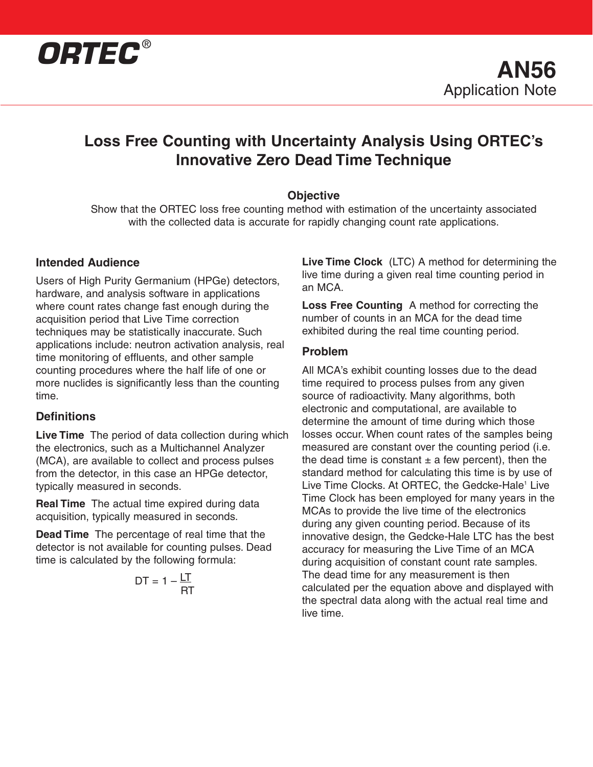**ORTEC**®

# AN56
Application Note

## Loss Free Counting with Uncertainty Analysis Using ORTEC's Innovative Zero Dead Time Technique

**Objective**

Show that the ORTEC loss free counting method with estimation of the uncertainty associated with the collected data is accurate for rapidly changing count rate applications.

### Intended Audience

Users of High Purity Germanium (HPGe) detectors, hardware, and analysis software in applications where count rates change fast enough during the acquisition period that Live Time correction techniques may be statistically inaccurate. Such applications include: neutron activation analysis, real time monitoring of effluents, and other sample counting procedures where the half life of one or more nuclides is significantly less than the counting time.

### Definitions

**Live Time** The period of data collection during which the electronics, such as a Multichannel Analyzer (MCA), are available to collect and process pulses from the detector, in this case an HPGe detector, typically measured in seconds.

**Real Time** The actual time expired during data acquisition, typically measured in seconds.

**Dead Time** The percentage of real time that the detector is not available for counting pulses. Dead time is calculated by the following formula:

$$DT = 1 - \frac{LT}{RT}$$

**Live Time Clock** (LTC) A method for determining the live time during a given real time counting period in an MCA.

**Loss Free Counting** A method for correcting the number of counts in an MCA for the dead time exhibited during the real time counting period.

### Problem

All MCA's exhibit counting losses due to the dead time required to process pulses from any given source of radioactivity. Many algorithms, both electronic and computational, are available to determine the amount of time during which those losses occur. When count rates of the samples being measured are constant over the counting period (i.e. the dead time is constant ± a few percent), then the standard method for calculating this time is by use of Live Time Clocks. At ORTEC, the Gedcke-Hale[1] Live Time Clock has been employed for many years in the MCAs to provide the live time of the electronics during any given counting period. Because of its innovative design, the Gedcke-Hale LTC has the best accuracy for measuring the Live Time of an MCA during acquisition of constant count rate samples. The dead time for any measurement is then calculated per the equation above and displayed with the spectral data along with the actual real time and live time.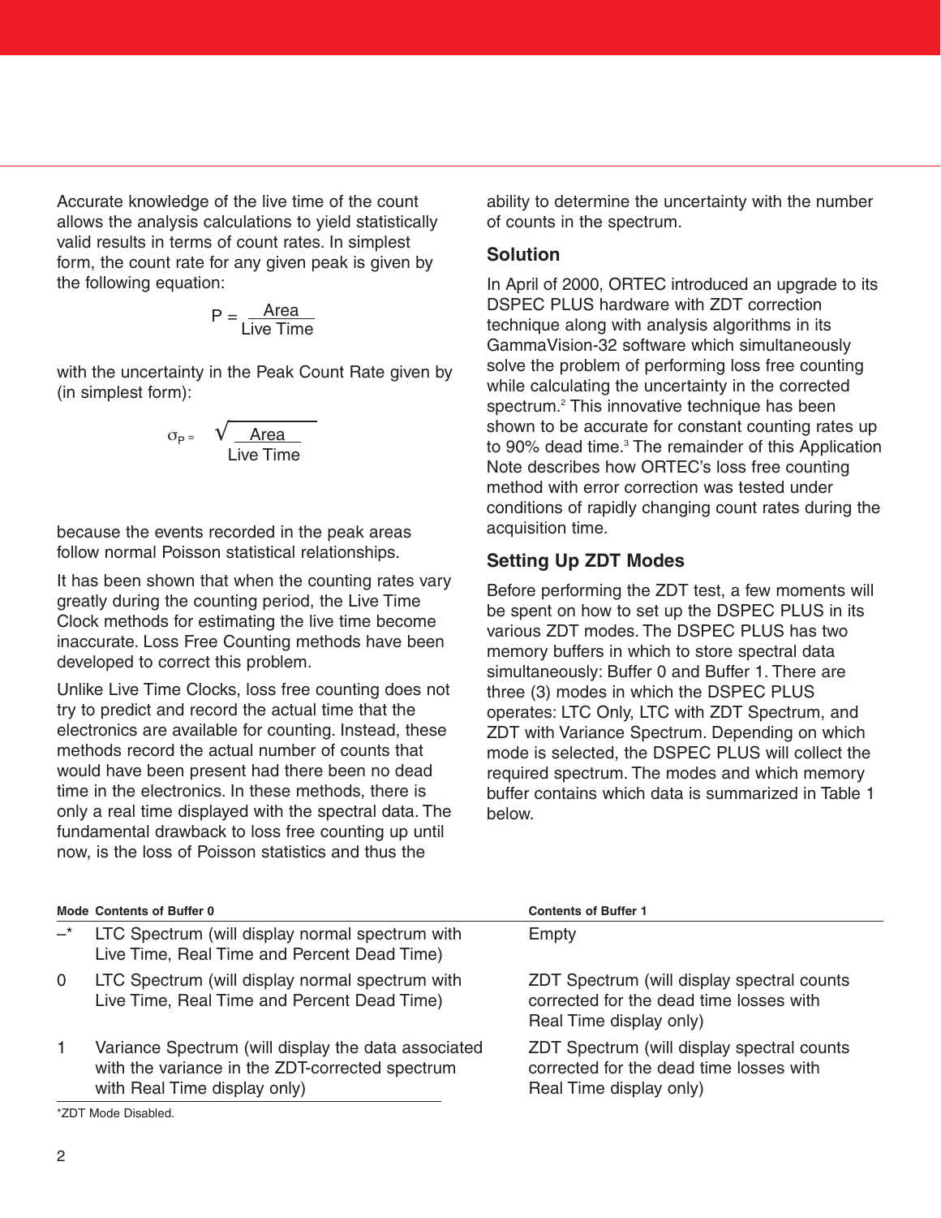Accurate knowledge of the live time of the count allows the analysis calculations to yield statistically valid results in terms of count rates. In simplest form, the count rate for any given peak is given by the following equation:

$$P = \frac{\text{Area}}{\text{Live Time}}$$

with the uncertainty in the Peak Count Rate given by (in simplest form):

$$\sigma_P = \frac{\sqrt{\text{Area}}}{\text{Live Time}}$$

because the events recorded in the peak areas follow normal Poisson statistical relationships.

It has been shown that when the counting rates vary greatly during the counting period, the Live Time Clock methods for estimating the live time become inaccurate. Loss Free Counting methods have been developed to correct this problem.

Unlike Live Time Clocks, loss free counting does not try to predict and record the actual time that the electronics are available for counting. Instead, these methods record the actual number of counts that would have been present had there been no dead time in the electronics. In these methods, there is only a real time displayed with the spectral data. The fundamental drawback to loss free counting up until now, is the loss of Poisson statistics and thus the ability to determine the uncertainty with the number of counts in the spectrum.

### Solution

In April of 2000, ORTEC introduced an upgrade to its DSPEC PLUS hardware with ZDT correction technique along with analysis algorithms in its GammaVision-32 software which simultaneously solve the problem of performing loss free counting while calculating the uncertainty in the corrected spectrum.[2] This innovative technique has been shown to be accurate for constant counting rates up to 90% dead time.[3] The remainder of this Application Note describes how ORTEC's loss free counting method with error correction was tested under conditions of rapidly changing count rates during the acquisition time.

### Setting Up ZDT Modes

Before performing the ZDT test, a few moments will be spent on how to set up the DSPEC PLUS in its various ZDT modes. The DSPEC PLUS has two memory buffers in which to store spectral data simultaneously: Buffer 0 and Buffer 1. There are three (3) modes in which the DSPEC PLUS operates: LTC Only, LTC with ZDT Spectrum, and ZDT with Variance Spectrum. Depending on which mode is selected, the DSPEC PLUS will collect the required spectrum. The modes and which memory buffer contains which data is summarized in Table 1 below.

| Mode | Contents of Buffer 0 | Contents of Buffer 1 |
|---|---|---|
| –* | LTC Spectrum (will display normal spectrum with Live Time, Real Time and Percent Dead Time) | Empty |
| 0 | LTC Spectrum (will display normal spectrum with Live Time, Real Time and Percent Dead Time) | ZDT Spectrum (will display spectral counts corrected for the dead time losses with Real Time display only) |
| 1 | Variance Spectrum (will display the data associated with the variance in the ZDT-corrected spectrum with Real Time display only) | ZDT Spectrum (will display spectral counts corrected for the dead time losses with Real Time display only) |

*ZDT Mode Disabled.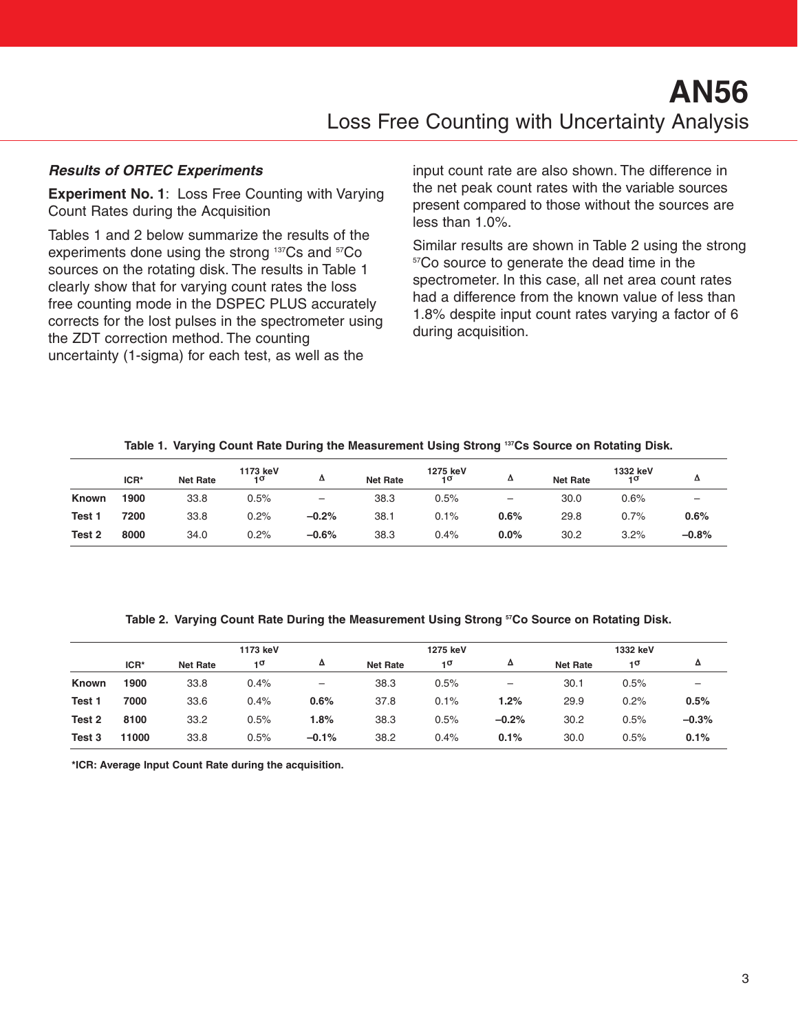## Results of ORTEC Experiments

**Experiment No. 1**: Loss Free Counting with Varying Count Rates during the Acquisition

Tables 1 and 2 below summarize the results of the experiments done using the strong $^{137}$Cs and $^{57}$Co sources on the rotating disk. The results in Table 1 clearly show that for varying count rates the loss free counting mode in the DSPEC PLUS accurately corrects for the lost pulses in the spectrometer using the ZDT correction method. The counting uncertainty (1-sigma) for each test, as well as the input count rate are also shown. The difference in the net peak count rates with the variable sources present compared to those without the sources are less than 1.0%.

Similar results are shown in Table 2 using the strong $^{57}$Co source to generate the dead time in the spectrometer. In this case, all net area count rates had a difference from the known value of less than 1.8% despite input count rates varying a factor of 6 during acquisition.

**Table 1. Varying Count Rate During the Measurement Using Strong $^{137}$Cs Source on Rotating Disk.**

| | ICR* | Net Rate | 1173 keV 1σ | Δ | Net Rate | 1275 keV 1σ | Δ | Net Rate | 1332 keV 1σ | Δ |
|---|---|---|---|---|---|---|---|---|---|---|
| **Known** | **1900** | 33.8 | 0.5% | – | 38.3 | 0.5% | – | 30.0 | 0.6% | – |
| **Test 1** | **7200** | 33.8 | 0.2% | **–0.2%** | 38.1 | 0.1% | **0.6%** | 29.8 | 0.7% | **0.6%** |
| **Test 2** | **8000** | 34.0 | 0.2% | **–0.6%** | 38.3 | 0.4% | **0.0%** | 30.2 | 3.2% | **–0.8%** |

**Table 2. Varying Count Rate During the Measurement Using Strong $^{57}$Co Source on Rotating Disk.**

| | | | 1173 keV | | | 1275 keV | | | 1332 keV | |
|---|---|---|---|---|---|---|---|---|---|---|
| | ICR* | Net Rate | 1σ | Δ | Net Rate | 1σ | Δ | Net Rate | 1σ | Δ |
| **Known** | **1900** | 33.8 | 0.4% | – | 38.3 | 0.5% | – | 30.1 | 0.5% | – |
| **Test 1** | **7000** | 33.6 | 0.4% | **0.6%** | 37.8 | 0.1% | **1.2%** | 29.9 | 0.2% | **0.5%** |
| **Test 2** | **8100** | 33.2 | 0.5% | **1.8%** | 38.3 | 0.5% | **–0.2%** | 30.2 | 0.5% | **–0.3%** |
| **Test 3** | **11000** | 33.8 | 0.5% | **–0.1%** | 38.2 | 0.4% | **0.1%** | 30.0 | 0.5% | **0.1%** |

**\*ICR: Average Input Count Rate during the acquisition.**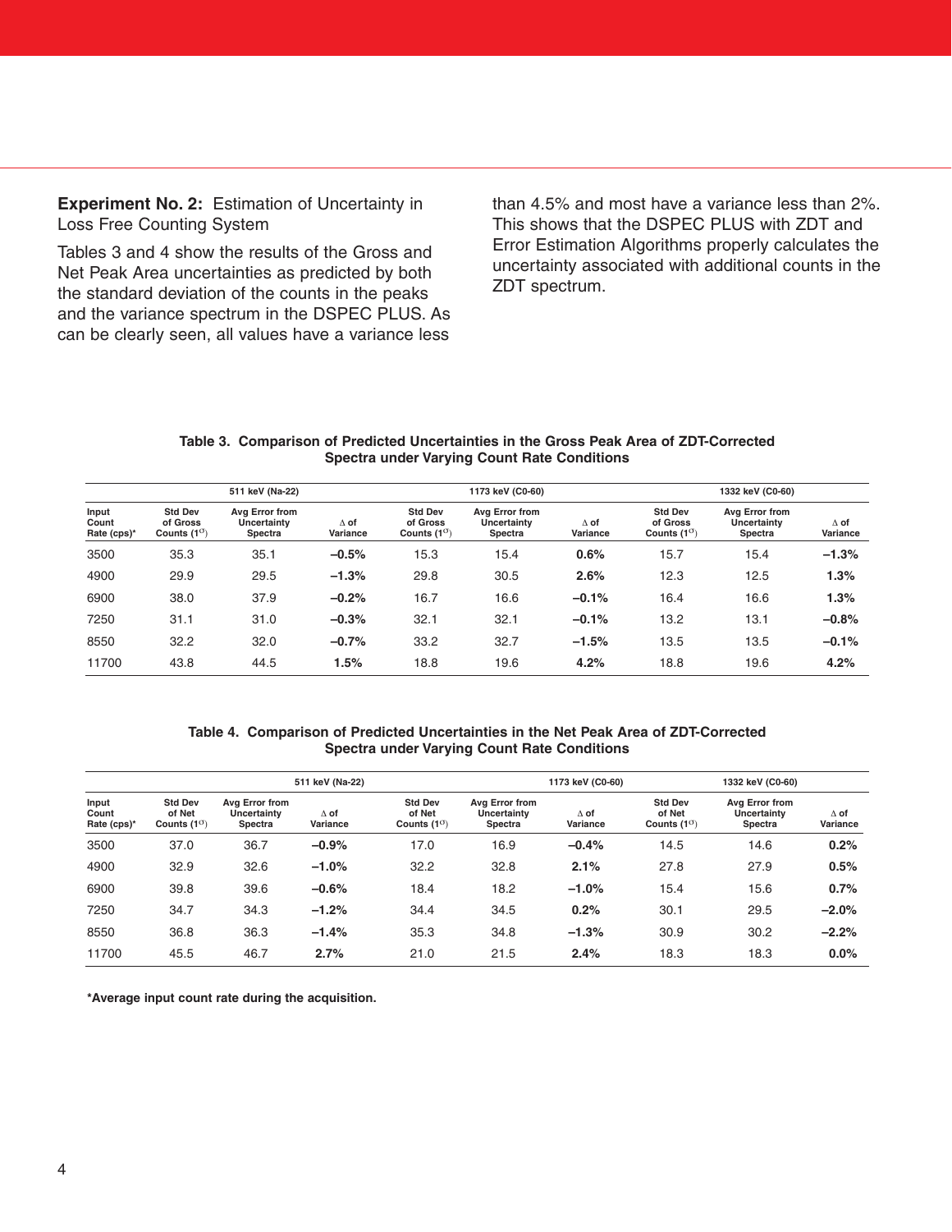**Experiment No. 2:** Estimation of Uncertainty in Loss Free Counting System

Tables 3 and 4 show the results of the Gross and Net Peak Area uncertainties as predicted by both the standard deviation of the counts in the peaks and the variance spectrum in the DSPEC PLUS. As can be clearly seen, all values have a variance less than 4.5% and most have a variance less than 2%. This shows that the DSPEC PLUS with ZDT and Error Estimation Algorithms properly calculates the uncertainty associated with additional counts in the ZDT spectrum.

**Table 3. Comparison of Predicted Uncertainties in the Gross Peak Area of ZDT-Corrected Spectra under Varying Count Rate Conditions**

| | 511 keV (Na-22) | | | 1173 keV (C0-60) | | | 1332 keV (C0-60) | | |
|---|---|---|---|---|---|---|---|---|---|
| Input Count Rate (cps)* | Std Dev of Gross Counts (1$\sigma$) | Avg Error from Uncertainty Spectra | $\Delta$ of Variance | Std Dev of Gross Counts (1$\sigma$) | Avg Error from Uncertainty Spectra | $\Delta$ of Variance | Std Dev of Gross Counts (1$\sigma$) | Avg Error from Uncertainty Spectra | $\Delta$ of Variance |
| 3500 | 35.3 | 35.1 | **–0.5%** | 15.3 | 15.4 | **0.6%** | 15.7 | 15.4 | **–1.3%** |
| 4900 | 29.9 | 29.5 | **–1.3%** | 29.8 | 30.5 | **2.6%** | 12.3 | 12.5 | **1.3%** |
| 6900 | 38.0 | 37.9 | **–0.2%** | 16.7 | 16.6 | **–0.1%** | 16.4 | 16.6 | **1.3%** |
| 7250 | 31.1 | 31.0 | **–0.3%** | 32.1 | 32.1 | **–0.1%** | 13.2 | 13.1 | **–0.8%** |
| 8550 | 32.2 | 32.0 | **–0.7%** | 33.2 | 32.7 | **–1.5%** | 13.5 | 13.5 | **–0.1%** |
| 11700 | 43.8 | 44.5 | **1.5%** | 18.8 | 19.6 | **4.2%** | 18.8 | 19.6 | **4.2%** |

**Table 4. Comparison of Predicted Uncertainties in the Net Peak Area of ZDT-Corrected Spectra under Varying Count Rate Conditions**

| | 511 keV (Na-22) | | | 1173 keV (C0-60) | | | 1332 keV (C0-60) | | |
|---|---|---|---|---|---|---|---|---|---|
| Input Count Rate (cps)* | Std Dev of Net Counts (1$\sigma$) | Avg Error from Uncertainty Spectra | $\Delta$ of Variance | Std Dev of Net Counts (1$\sigma$) | Avg Error from Uncertainty Spectra | $\Delta$ of Variance | Std Dev of Net Counts (1$\sigma$) | Avg Error from Uncertainty Spectra | $\Delta$ of Variance |
| 3500 | 37.0 | 36.7 | **–0.9%** | 17.0 | 16.9 | **–0.4%** | 14.5 | 14.6 | **0.2%** |
| 4900 | 32.9 | 32.6 | **–1.0%** | 32.2 | 32.8 | **2.1%** | 27.8 | 27.9 | **0.5%** |
| 6900 | 39.8 | 39.6 | **–0.6%** | 18.4 | 18.2 | **–1.0%** | 15.4 | 15.6 | **0.7%** |
| 7250 | 34.7 | 34.3 | **–1.2%** | 34.4 | 34.5 | **0.2%** | 30.1 | 29.5 | **–2.0%** |
| 8550 | 36.8 | 36.3 | **–1.4%** | 35.3 | 34.8 | **–1.3%** | 30.9 | 30.2 | **–2.2%** |
| 11700 | 45.5 | 46.7 | **2.7%** | 21.0 | 21.5 | **2.4%** | 18.3 | 18.3 | **0.0%** |

***Average input count rate during the acquisition.**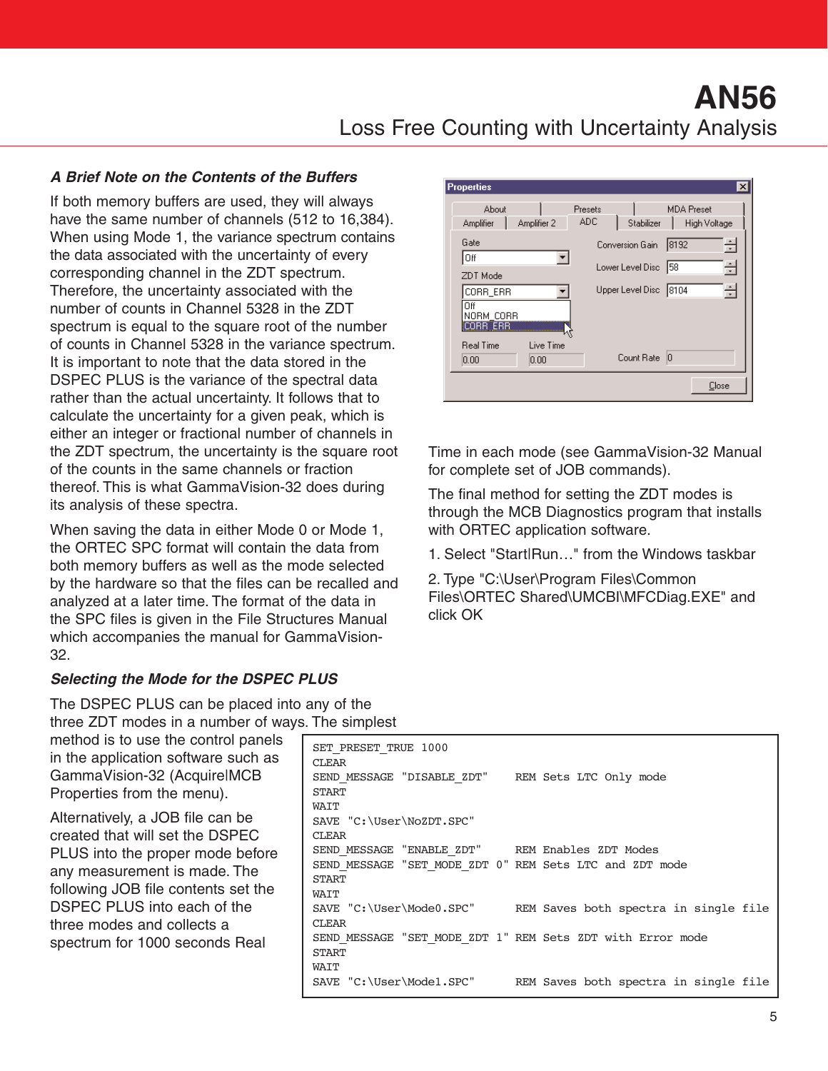### *A Brief Note on the Contents of the Buffers*

If both memory buffers are used, they will always have the same number of channels (512 to 16,384). When using Mode 1, the variance spectrum contains the data associated with the uncertainty of every corresponding channel in the ZDT spectrum. Therefore, the uncertainty associated with the number of counts in Channel 5328 in the ZDT spectrum is equal to the square root of the number of counts in Channel 5328 in the variance spectrum. It is important to note that the data stored in the DSPEC PLUS is the variance of the spectral data rather than the actual uncertainty. It follows that to calculate the uncertainty for a given peak, which is either an integer or fractional number of channels in the ZDT spectrum, the uncertainty is the square root of the counts in the same channels or fraction thereof. This is what GammaVision-32 does during its analysis of these spectra.

When saving the data in either Mode 0 or Mode 1, the ORTEC SPC format will contain the data from both memory buffers as well as the mode selected by the hardware so that the files can be recalled and analyzed at a later time. The format of the data in the SPC files is given in the File Structures Manual which accompanies the manual for GammaVision-32.

### *Selecting the Mode for the DSPEC PLUS*

The DSPEC PLUS can be placed into any of the three ZDT modes in a number of ways. The simplest method is to use the control panels in the application software such as GammaVision-32 (Acquire|MCB Properties from the menu).

Alternatively, a JOB file can be created that will set the DSPEC PLUS into the proper mode before any measurement is made. The following JOB file contents set the DSPEC PLUS into each of the three modes and collects a spectrum for 1000 seconds Real Time in each mode (see GammaVision-32 Manual for complete set of JOB commands).

```
SET_PRESET_TRUE 1000
CLEAR
SEND_MESSAGE "DISABLE_ZDT"    REM Sets LTC Only mode
START
WAIT
SAVE "C:\User\NoZDT.SPC"
CLEAR
SEND_MESSAGE "ENABLE_ZDT"     REM Enables ZDT Modes
SEND_MESSAGE "SET_MODE_ZDT 0" REM Sets LTC and ZDT mode
START
WAIT
SAVE "C:\User\Mode0.SPC"      REM Saves both spectra in single file
CLEAR
SEND_MESSAGE "SET_MODE_ZDT 1" REM Sets ZDT with Error mode
START
WAIT
SAVE "C:\User\Mode1.SPC"      REM Saves both spectra in single file
```

The final method for setting the ZDT modes is through the MCB Diagnostics program that installs with ORTEC application software.

1. Select "Start|Run…" from the Windows taskbar

2. Type "C:\User\Program Files\Common Files\ORTEC Shared\UMCBI\MFCDiag.EXE" and click OK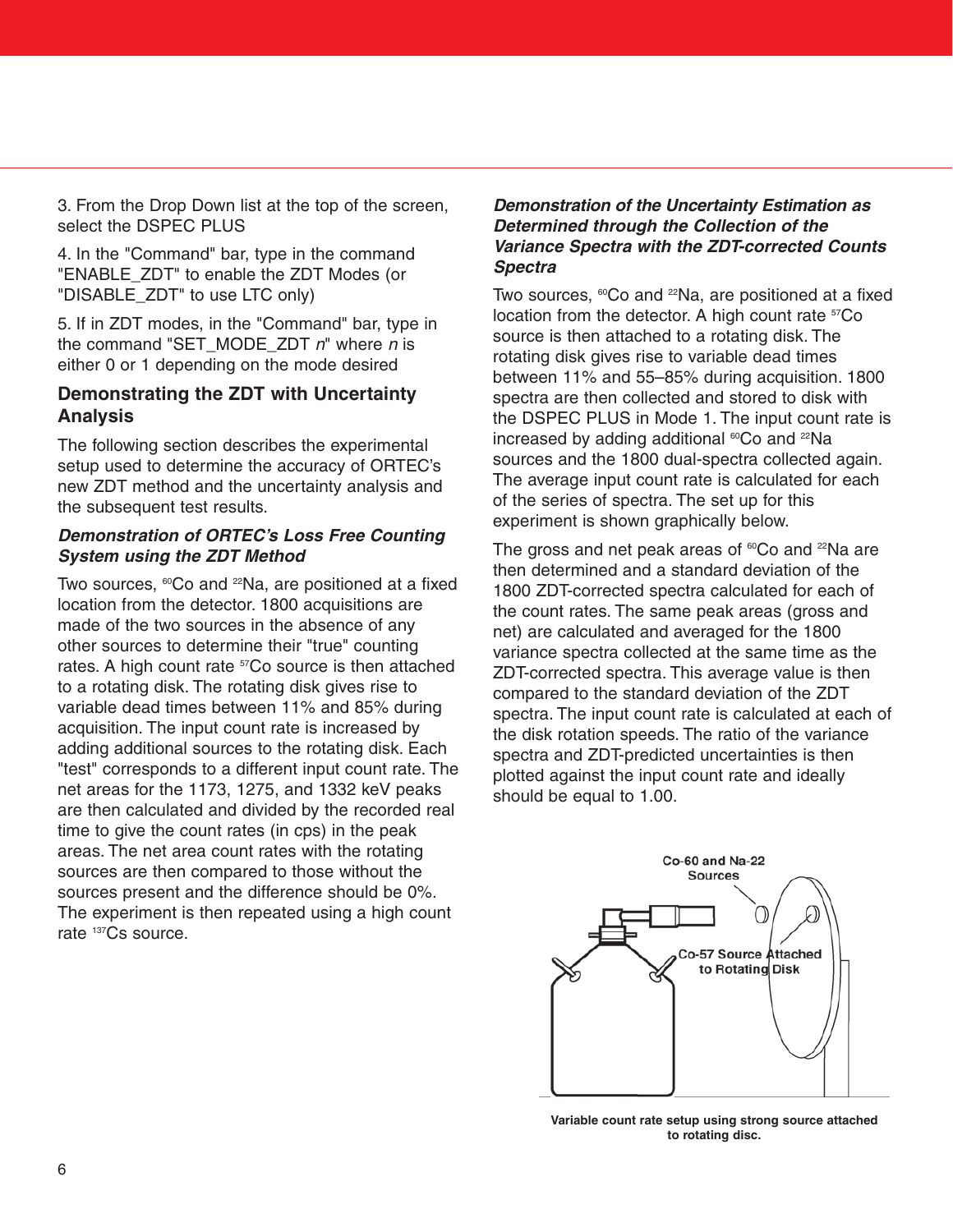3. From the Drop Down list at the top of the screen, select the DSPEC PLUS

4. In the "Command" bar, type in the command "ENABLE_ZDT" to enable the ZDT Modes (or "DISABLE_ZDT" to use LTC only)

5. If in ZDT modes, in the "Command" bar, type in the command "SET_MODE_ZDT *n*" where *n* is either 0 or 1 depending on the mode desired

## Demonstrating the ZDT with Uncertainty Analysis

The following section describes the experimental setup used to determine the accuracy of ORTEC's new ZDT method and the uncertainty analysis and the subsequent test results.

### *Demonstration of ORTEC's Loss Free Counting System using the ZDT Method*

Two sources, $^{60}$Co and $^{22}$Na, are positioned at a fixed location from the detector. 1800 acquisitions are made of the two sources in the absence of any other sources to determine their "true" counting rates. A high count rate $^{57}$Co source is then attached to a rotating disk. The rotating disk gives rise to variable dead times between 11% and 85% during acquisition. The input count rate is increased by adding additional sources to the rotating disk. Each "test" corresponds to a different input count rate. The net areas for the 1173, 1275, and 1332 keV peaks are then calculated and divided by the recorded real time to give the count rates (in cps) in the peak areas. The net area count rates with the rotating sources are then compared to those without the sources present and the difference should be 0%. The experiment is then repeated using a high count rate $^{137}$Cs source.

### *Demonstration of the Uncertainty Estimation as Determined through the Collection of the Variance Spectra with the ZDT-corrected Counts Spectra*

Two sources, $^{60}$Co and $^{22}$Na, are positioned at a fixed location from the detector. A high count rate $^{57}$Co source is then attached to a rotating disk. The rotating disk gives rise to variable dead times between 11% and 55–85% during acquisition. 1800 spectra are then collected and stored to disk with the DSPEC PLUS in Mode 1. The input count rate is increased by adding additional $^{60}$Co and $^{22}$Na sources and the 1800 dual-spectra collected again. The average input count rate is calculated for each of the series of spectra. The set up for this experiment is shown graphically below.

The gross and net peak areas of $^{60}$Co and $^{22}$Na are then determined and a standard deviation of the 1800 ZDT-corrected spectra calculated for each of the count rates. The same peak areas (gross and net) are calculated and averaged for the 1800 variance spectra collected at the same time as the ZDT-corrected spectra. This average value is then compared to the standard deviation of the ZDT spectra. The input count rate is calculated at each of the disk rotation speeds. The ratio of the variance spectra and ZDT-predicted uncertainties is then plotted against the input count rate and ideally should be equal to 1.00.

Co-60 and Na-22 Sources

Co-57 Source Attached to Rotating Disk

**Variable count rate setup using strong source attached to rotating disc.**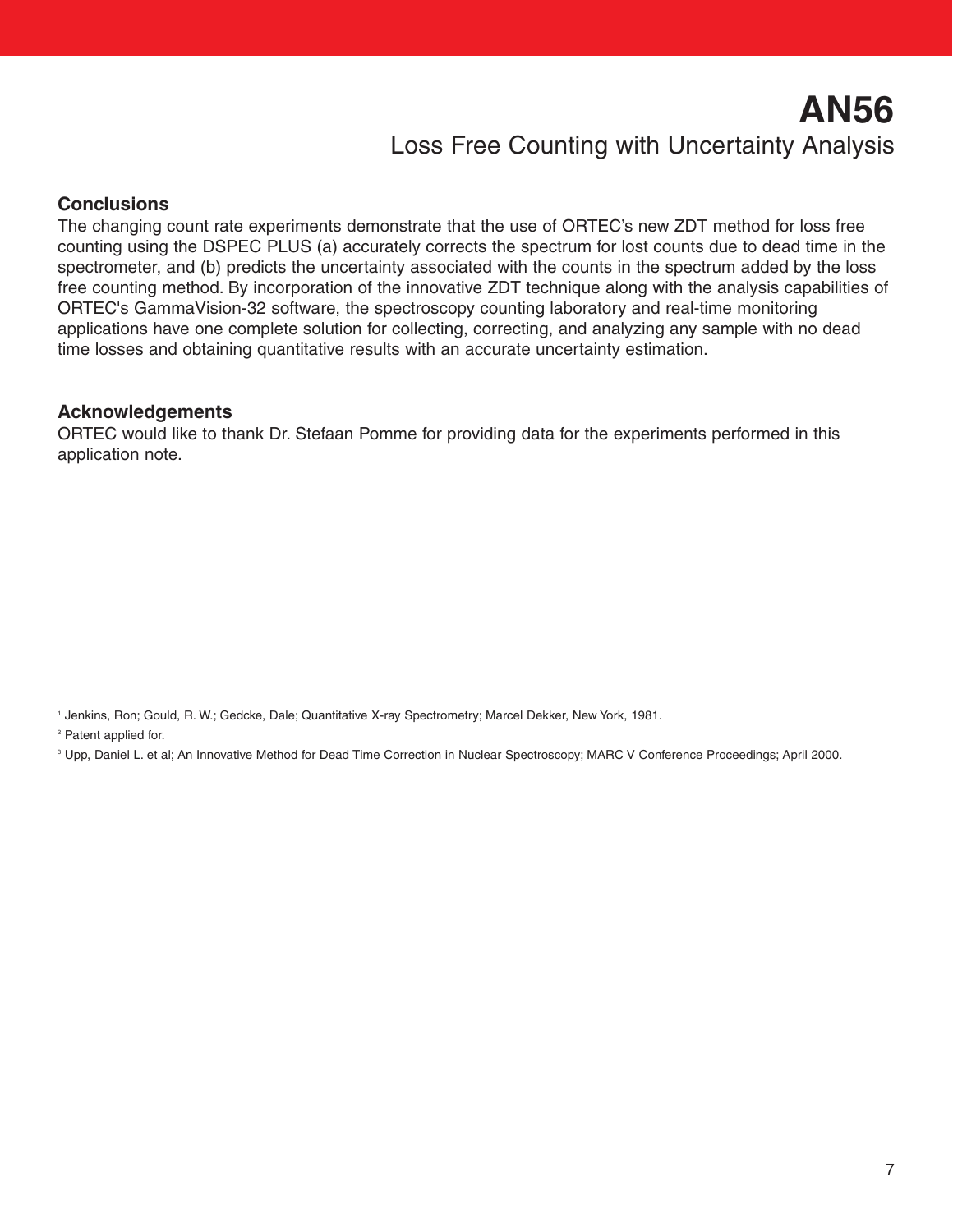## Conclusions

The changing count rate experiments demonstrate that the use of ORTEC's new ZDT method for loss free counting using the DSPEC PLUS (a) accurately corrects the spectrum for lost counts due to dead time in the spectrometer, and (b) predicts the uncertainty associated with the counts in the spectrum added by the loss free counting method. By incorporation of the innovative ZDT technique along with the analysis capabilities of ORTEC's GammaVision-32 software, the spectroscopy counting laboratory and real-time monitoring applications have one complete solution for collecting, correcting, and analyzing any sample with no dead time losses and obtaining quantitative results with an accurate uncertainty estimation.

## Acknowledgements

ORTEC would like to thank Dr. Stefaan Pomme for providing data for the experiments performed in this application note.

[1] Jenkins, Ron; Gould, R. W.; Gedcke, Dale; Quantitative X-ray Spectrometry; Marcel Dekker, New York, 1981.

[2] Patent applied for.

[3] Upp, Daniel L. et al; An Innovative Method for Dead Time Correction in Nuclear Spectroscopy; MARC V Conference Proceedings; April 2000.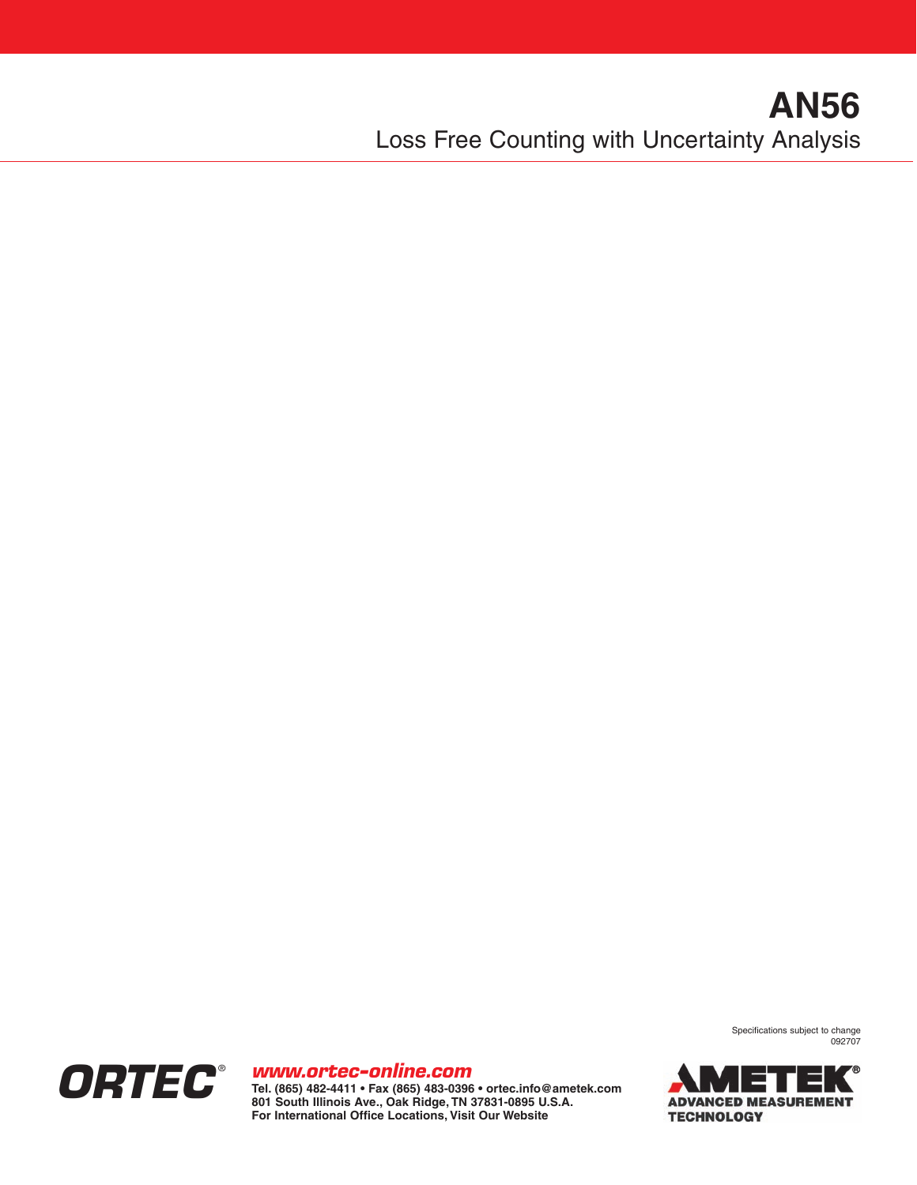# AN56

Loss Free Counting with Uncertainty Analysis

Specifications subject to change
092707

ORTEC®

www.ortec-online.com

Tel. (865) 482-4411 • Fax (865) 483-0396 • ortec.info@ametek.com
801 South Illinois Ave., Oak Ridge, TN 37831-0895 U.S.A.
For International Office Locations, Visit Our Website

AMETEK®
ADVANCED MEASUREMENT TECHNOLOGY